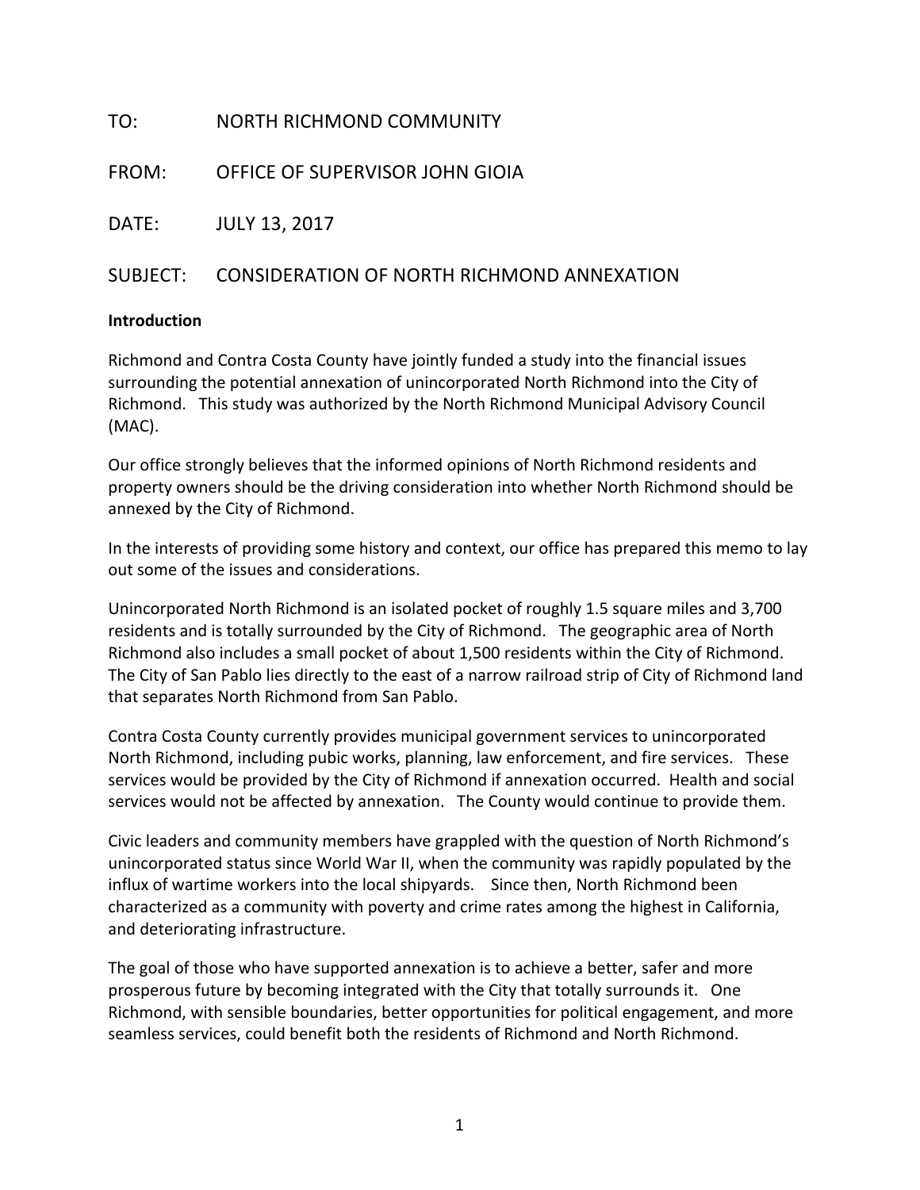TO: NORTH RICHMOND COMMUNITY

FROM: OFFICE OF SUPERVISOR JOHN GIOIA

DATE: JULY 13, 2017

SUBJECT: CONSIDERATION OF NORTH RICHMOND ANNEXATION

**Introduction**

Richmond and Contra Costa County have jointly funded a study into the financial issues surrounding the potential annexation of unincorporated North Richmond into the City of Richmond. This study was authorized by the North Richmond Municipal Advisory Council (MAC).

Our office strongly believes that the informed opinions of North Richmond residents and property owners should be the driving consideration into whether North Richmond should be annexed by the City of Richmond.

In the interests of providing some history and context, our office has prepared this memo to lay out some of the issues and considerations.

Unincorporated North Richmond is an isolated pocket of roughly 1.5 square miles and 3,700 residents and is totally surrounded by the City of Richmond. The geographic area of North Richmond also includes a small pocket of about 1,500 residents within the City of Richmond. The City of San Pablo lies directly to the east of a narrow railroad strip of City of Richmond land that separates North Richmond from San Pablo.

Contra Costa County currently provides municipal government services to unincorporated North Richmond, including pubic works, planning, law enforcement, and fire services. These services would be provided by the City of Richmond if annexation occurred. Health and social services would not be affected by annexation. The County would continue to provide them.

Civic leaders and community members have grappled with the question of North Richmond's unincorporated status since World War II, when the community was rapidly populated by the influx of wartime workers into the local shipyards. Since then, North Richmond been characterized as a community with poverty and crime rates among the highest in California, and deteriorating infrastructure.

The goal of those who have supported annexation is to achieve a better, safer and more prosperous future by becoming integrated with the City that totally surrounds it. One Richmond, with sensible boundaries, better opportunities for political engagement, and more seamless services, could benefit both the residents of Richmond and North Richmond.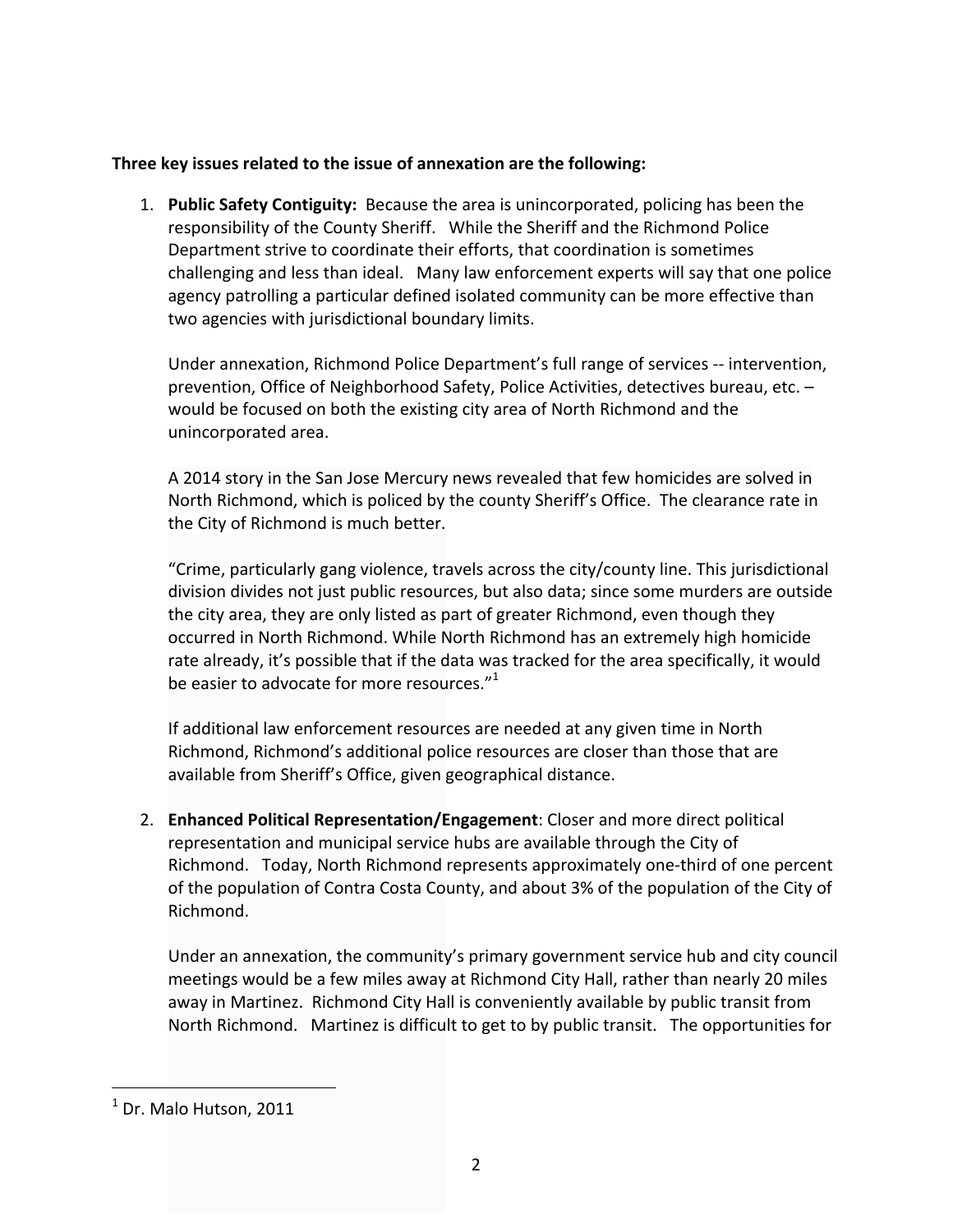**Three key issues related to the issue of annexation are the following:**

1. **Public Safety Contiguity:** Because the area is unincorporated, policing has been the responsibility of the County Sheriff. While the Sheriff and the Richmond Police Department strive to coordinate their efforts, that coordination is sometimes challenging and less than ideal. Many law enforcement experts will say that one police agency patrolling a particular defined isolated community can be more effective than two agencies with jurisdictional boundary limits.

   Under annexation, Richmond Police Department's full range of services -- intervention, prevention, Office of Neighborhood Safety, Police Activities, detectives bureau, etc. – would be focused on both the existing city area of North Richmond and the unincorporated area.

   A 2014 story in the San Jose Mercury news revealed that few homicides are solved in North Richmond, which is policed by the county Sheriff's Office. The clearance rate in the City of Richmond is much better.

   "Crime, particularly gang violence, travels across the city/county line. This jurisdictional division divides not just public resources, but also data; since some murders are outside the city area, they are only listed as part of greater Richmond, even though they occurred in North Richmond. While North Richmond has an extremely high homicide rate already, it's possible that if the data was tracked for the area specifically, it would be easier to advocate for more resources."[1]

   If additional law enforcement resources are needed at any given time in North Richmond, Richmond's additional police resources are closer than those that are available from Sheriff's Office, given geographical distance.

2. **Enhanced Political Representation/Engagement**: Closer and more direct political representation and municipal service hubs are available through the City of Richmond. Today, North Richmond represents approximately one-third of one percent of the population of Contra Costa County, and about 3% of the population of the City of Richmond.

   Under an annexation, the community's primary government service hub and city council meetings would be a few miles away at Richmond City Hall, rather than nearly 20 miles away in Martinez. Richmond City Hall is conveniently available by public transit from North Richmond. Martinez is difficult to get to by public transit. The opportunities for

---

[1] Dr. Malo Hutson, 2011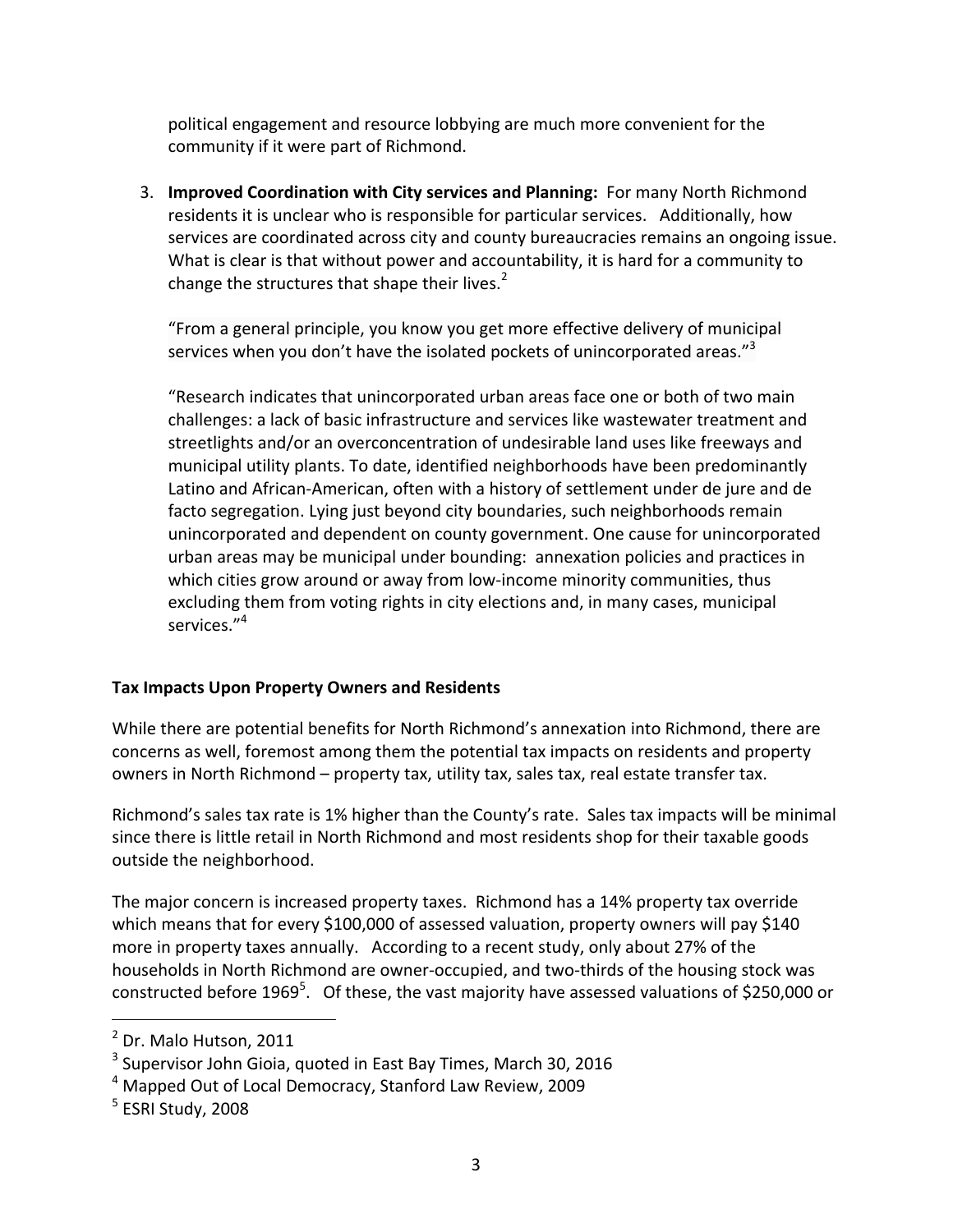political engagement and resource lobbying are much more convenient for the community if it were part of Richmond.

3. **Improved Coordination with City services and Planning:** For many North Richmond residents it is unclear who is responsible for particular services. Additionally, how services are coordinated across city and county bureaucracies remains an ongoing issue. What is clear is that without power and accountability, it is hard for a community to change the structures that shape their lives.[2]

   "From a general principle, you know you get more effective delivery of municipal services when you don't have the isolated pockets of unincorporated areas."[3]

   "Research indicates that unincorporated urban areas face one or both of two main challenges: a lack of basic infrastructure and services like wastewater treatment and streetlights and/or an overconcentration of undesirable land uses like freeways and municipal utility plants. To date, identified neighborhoods have been predominantly Latino and African-American, often with a history of settlement under de jure and de facto segregation. Lying just beyond city boundaries, such neighborhoods remain unincorporated and dependent on county government. One cause for unincorporated urban areas may be municipal under bounding: annexation policies and practices in which cities grow around or away from low-income minority communities, thus excluding them from voting rights in city elections and, in many cases, municipal services."[4]

**Tax Impacts Upon Property Owners and Residents**

While there are potential benefits for North Richmond's annexation into Richmond, there are concerns as well, foremost among them the potential tax impacts on residents and property owners in North Richmond – property tax, utility tax, sales tax, real estate transfer tax.

Richmond's sales tax rate is 1% higher than the County's rate. Sales tax impacts will be minimal since there is little retail in North Richmond and most residents shop for their taxable goods outside the neighborhood.

The major concern is increased property taxes. Richmond has a 14% property tax override which means that for every $100,000 of assessed valuation, property owners will pay $140 more in property taxes annually. According to a recent study, only about 27% of the households in North Richmond are owner-occupied, and two-thirds of the housing stock was constructed before 1969[5]. Of these, the vast majority have assessed valuations of $250,000 or

---

[2] Dr. Malo Hutson, 2011

[3] Supervisor John Gioia, quoted in East Bay Times, March 30, 2016

[4] Mapped Out of Local Democracy, Stanford Law Review, 2009

[5] ESRI Study, 2008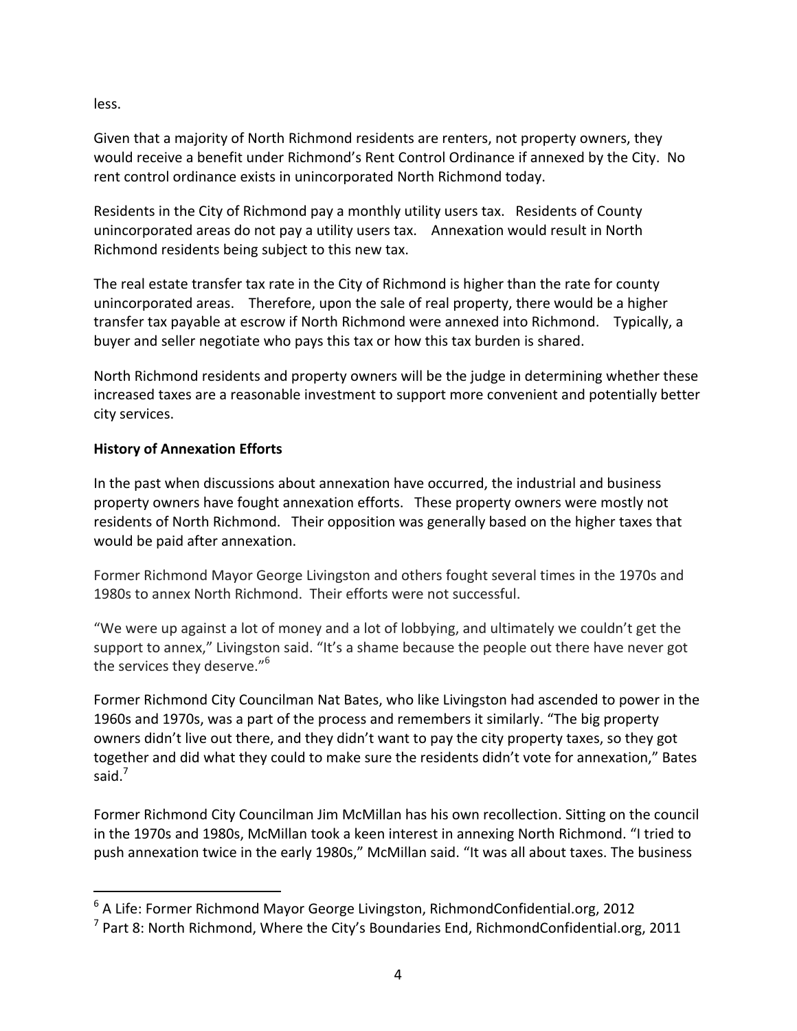less.

Given that a majority of North Richmond residents are renters, not property owners, they would receive a benefit under Richmond's Rent Control Ordinance if annexed by the City. No rent control ordinance exists in unincorporated North Richmond today.

Residents in the City of Richmond pay a monthly utility users tax. Residents of County unincorporated areas do not pay a utility users tax. Annexation would result in North Richmond residents being subject to this new tax.

The real estate transfer tax rate in the City of Richmond is higher than the rate for county unincorporated areas. Therefore, upon the sale of real property, there would be a higher transfer tax payable at escrow if North Richmond were annexed into Richmond. Typically, a buyer and seller negotiate who pays this tax or how this tax burden is shared.

North Richmond residents and property owners will be the judge in determining whether these increased taxes are a reasonable investment to support more convenient and potentially better city services.

**History of Annexation Efforts**

In the past when discussions about annexation have occurred, the industrial and business property owners have fought annexation efforts. These property owners were mostly not residents of North Richmond. Their opposition was generally based on the higher taxes that would be paid after annexation.

Former Richmond Mayor George Livingston and others fought several times in the 1970s and 1980s to annex North Richmond. Their efforts were not successful.

"We were up against a lot of money and a lot of lobbying, and ultimately we couldn't get the support to annex," Livingston said. "It's a shame because the people out there have never got the services they deserve."[6]

Former Richmond City Councilman Nat Bates, who like Livingston had ascended to power in the 1960s and 1970s, was a part of the process and remembers it similarly. "The big property owners didn't live out there, and they didn't want to pay the city property taxes, so they got together and did what they could to make sure the residents didn't vote for annexation," Bates said.[7]

Former Richmond City Councilman Jim McMillan has his own recollection. Sitting on the council in the 1970s and 1980s, McMillan took a keen interest in annexing North Richmond. "I tried to push annexation twice in the early 1980s," McMillan said. "It was all about taxes. The business

---

[6] A Life: Former Richmond Mayor George Livingston, RichmondConfidential.org, 2012

[7] Part 8: North Richmond, Where the City's Boundaries End, RichmondConfidential.org, 2011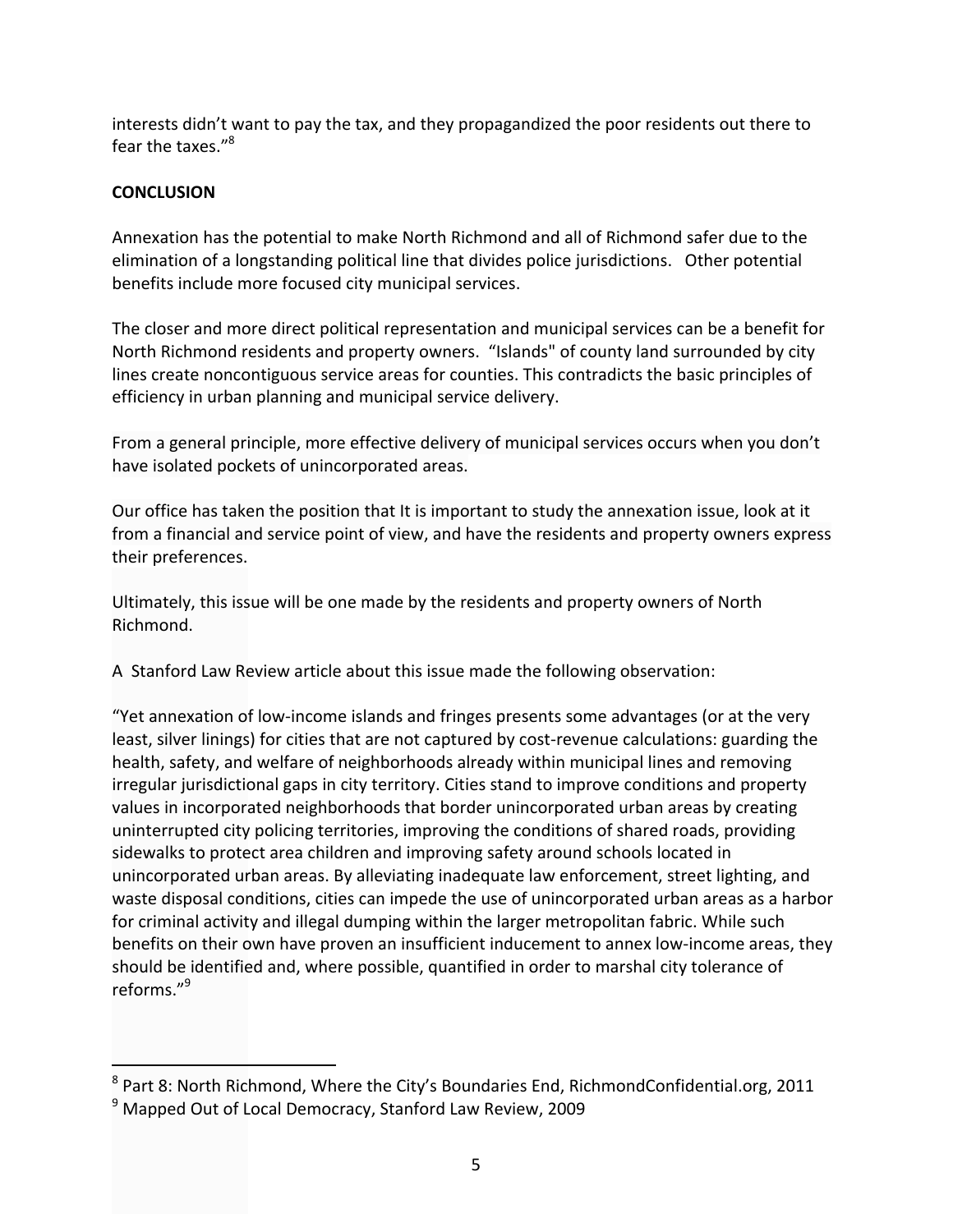interests didn't want to pay the tax, and they propagandized the poor residents out there to fear the taxes."[8]

**CONCLUSION**

Annexation has the potential to make North Richmond and all of Richmond safer due to the elimination of a longstanding political line that divides police jurisdictions. Other potential benefits include more focused city municipal services.

The closer and more direct political representation and municipal services can be a benefit for North Richmond residents and property owners. "Islands" of county land surrounded by city lines create noncontiguous service areas for counties. This contradicts the basic principles of efficiency in urban planning and municipal service delivery.

From a general principle, more effective delivery of municipal services occurs when you don't have isolated pockets of unincorporated areas.

Our office has taken the position that It is important to study the annexation issue, look at it from a financial and service point of view, and have the residents and property owners express their preferences.

Ultimately, this issue will be one made by the residents and property owners of North Richmond.

A Stanford Law Review article about this issue made the following observation:

"Yet annexation of low-income islands and fringes presents some advantages (or at the very least, silver linings) for cities that are not captured by cost-revenue calculations: guarding the health, safety, and welfare of neighborhoods already within municipal lines and removing irregular jurisdictional gaps in city territory. Cities stand to improve conditions and property values in incorporated neighborhoods that border unincorporated urban areas by creating uninterrupted city policing territories, improving the conditions of shared roads, providing sidewalks to protect area children and improving safety around schools located in unincorporated urban areas. By alleviating inadequate law enforcement, street lighting, and waste disposal conditions, cities can impede the use of unincorporated urban areas as a harbor for criminal activity and illegal dumping within the larger metropolitan fabric. While such benefits on their own have proven an insufficient inducement to annex low-income areas, they should be identified and, where possible, quantified in order to marshal city tolerance of reforms."[9]

---

[8] Part 8: North Richmond, Where the City's Boundaries End, RichmondConfidential.org, 2011

[9] Mapped Out of Local Democracy, Stanford Law Review, 2009